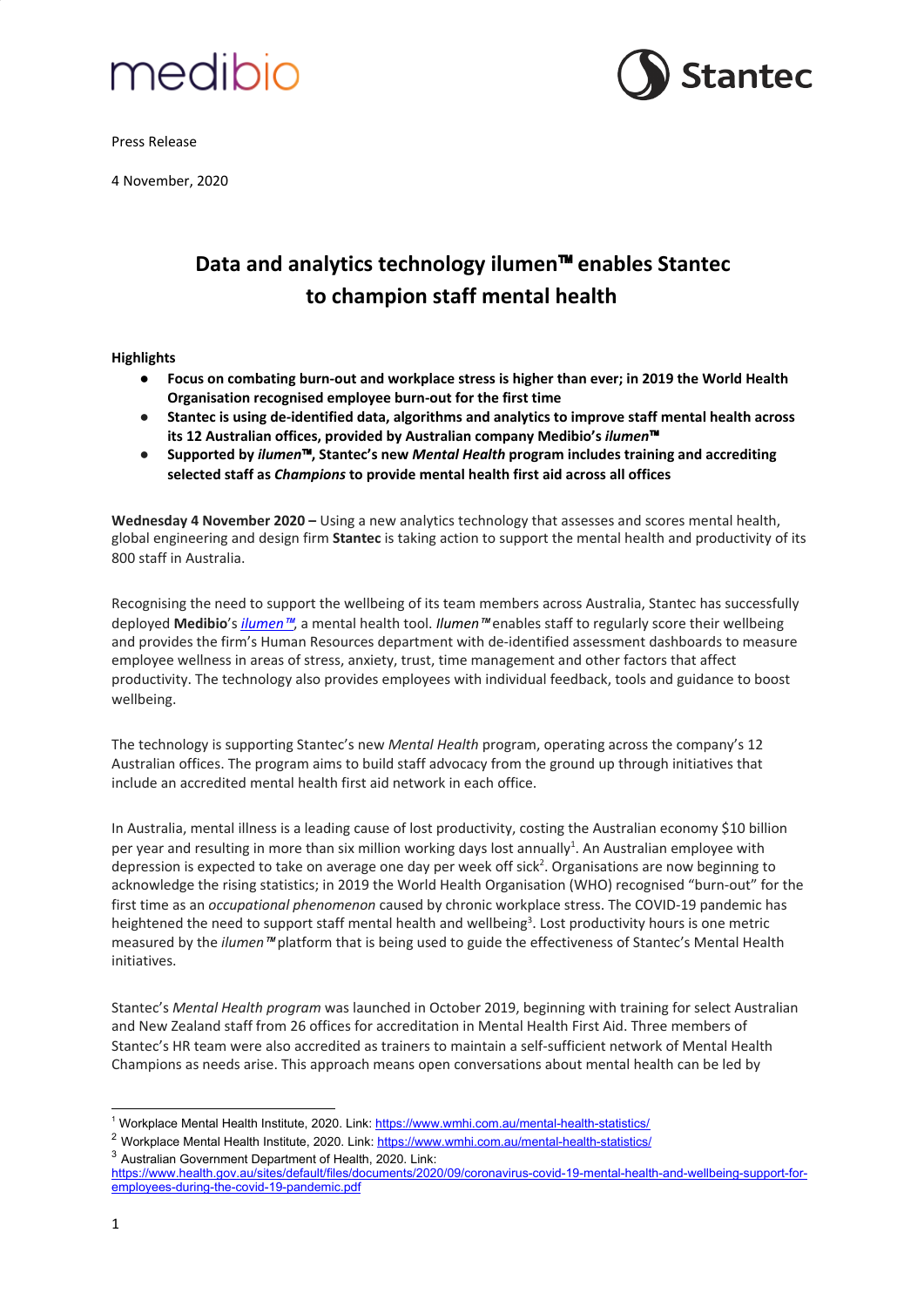Press Release

4 November, 2020

# Data and analytics technology ilumen™ enables Stantec to champion staff mental health

**Highlights**

- **Focus on combating burn-out and workplace stress is higher than ever; in 2019 the World Health Organisation recognised employee burn-out for the first time**
- **Stantec is using de-identified data, algorithms and analytics to improve staff mental health across its 12 Australian offices, provided by Australian company Medibio's *ilumen*™**
- **Supported by *ilumen*™, Stantec's new *Mental Health* program includes training and accrediting selected staff as *Champions* to provide mental health first aid across all offices**

**Wednesday 4 November 2020 –** Using a new analytics technology that assesses and scores mental health, global engineering and design firm **Stantec** is taking action to support the mental health and productivity of its 800 staff in Australia.

Recognising the need to support the wellbeing of its team members across Australia, Stantec has successfully deployed **Medibio**'s *ilumen™*, a mental health tool. *Ilumen™* enables staff to regularly score their wellbeing and provides the firm's Human Resources department with de-identified assessment dashboards to measure employee wellness in areas of stress, anxiety, trust, time management and other factors that affect productivity. The technology also provides employees with individual feedback, tools and guidance to boost wellbeing.

The technology is supporting Stantec's new *Mental Health* program, operating across the company's 12 Australian offices. The program aims to build staff advocacy from the ground up through initiatives that include an accredited mental health first aid network in each office.

In Australia, mental illness is a leading cause of lost productivity, costing the Australian economy $10 billion per year and resulting in more than six million working days lost annually[1]. An Australian employee with depression is expected to take on average one day per week off sick[2]. Organisations are now beginning to acknowledge the rising statistics; in 2019 the World Health Organisation (WHO) recognised "burn-out" for the first time as an *occupational phenomenon* caused by chronic workplace stress. The COVID-19 pandemic has heightened the need to support staff mental health and wellbeing[3]. Lost productivity hours is one metric measured by the *ilumen™* platform that is being used to guide the effectiveness of Stantec's Mental Health initiatives.

Stantec's *Mental Health program* was launched in October 2019, beginning with training for select Australian and New Zealand staff from 26 offices for accreditation in Mental Health First Aid. Three members of Stantec's HR team were also accredited as trainers to maintain a self-sufficient network of Mental Health Champions as needs arise. This approach means open conversations about mental health can be led by

---

[1] Workplace Mental Health Institute, 2020. Link: https://www.wmhi.com.au/mental-health-statistics/

[2] Workplace Mental Health Institute, 2020. Link: https://www.wmhi.com.au/mental-health-statistics/

[3] Australian Government Department of Health, 2020. Link: https://www.health.gov.au/sites/default/files/documents/2020/09/coronavirus-covid-19-mental-health-and-wellbeing-support-for-employees-during-the-covid-19-pandemic.pdf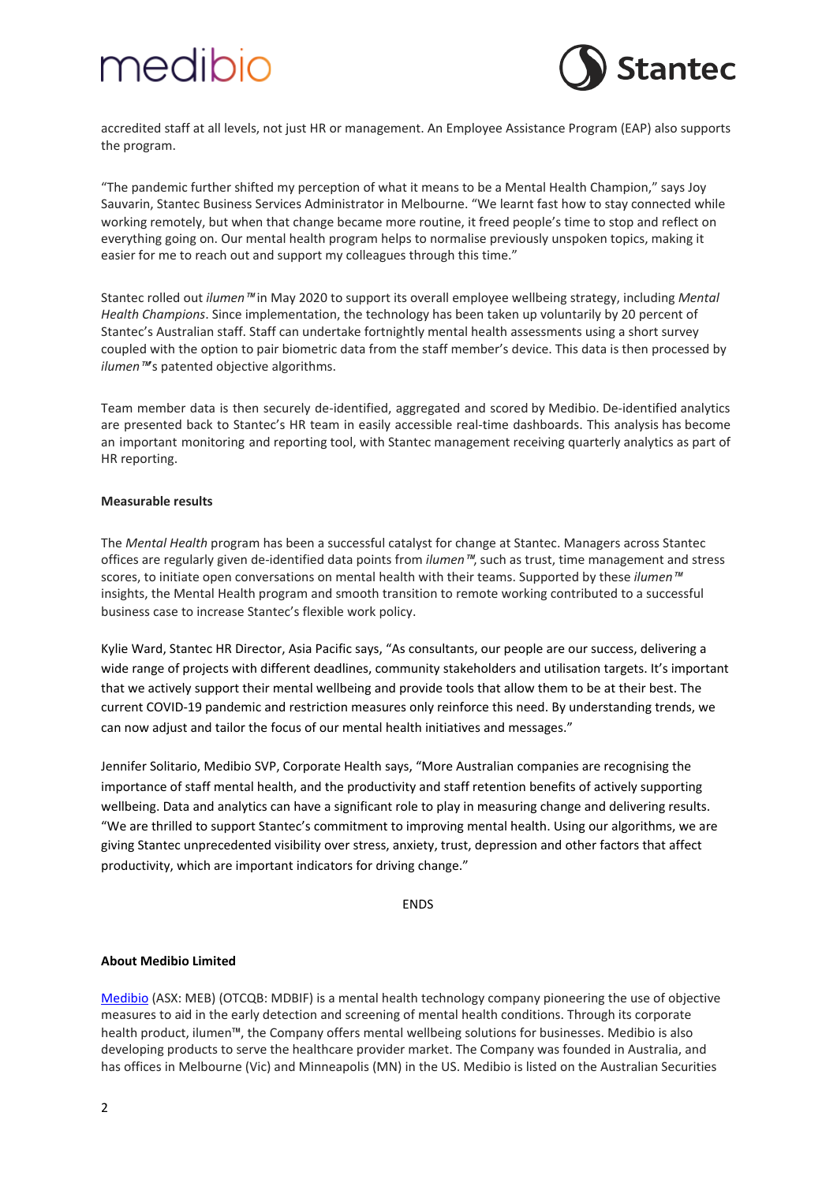accredited staff at all levels, not just HR or management. An Employee Assistance Program (EAP) also supports the program.

"The pandemic further shifted my perception of what it means to be a Mental Health Champion," says Joy Sauvarin, Stantec Business Services Administrator in Melbourne. "We learnt fast how to stay connected while working remotely, but when that change became more routine, it freed people's time to stop and reflect on everything going on. Our mental health program helps to normalise previously unspoken topics, making it easier for me to reach out and support my colleagues through this time."

Stantec rolled out *ilumen™* in May 2020 to support its overall employee wellbeing strategy, including *Mental Health Champions*. Since implementation, the technology has been taken up voluntarily by 20 percent of Stantec's Australian staff. Staff can undertake fortnightly mental health assessments using a short survey coupled with the option to pair biometric data from the staff member's device. This data is then processed by *ilumen™*'s patented objective algorithms.

Team member data is then securely de-identified, aggregated and scored by Medibio. De-identified analytics are presented back to Stantec's HR team in easily accessible real-time dashboards. This analysis has become an important monitoring and reporting tool, with Stantec management receiving quarterly analytics as part of HR reporting.

**Measurable results**

The *Mental Health* program has been a successful catalyst for change at Stantec. Managers across Stantec offices are regularly given de-identified data points from *ilumen™*, such as trust, time management and stress scores, to initiate open conversations on mental health with their teams. Supported by these *ilumen™* insights, the Mental Health program and smooth transition to remote working contributed to a successful business case to increase Stantec's flexible work policy.

Kylie Ward, Stantec HR Director, Asia Pacific says, "As consultants, our people are our success, delivering a wide range of projects with different deadlines, community stakeholders and utilisation targets. It's important that we actively support their mental wellbeing and provide tools that allow them to be at their best. The current COVID-19 pandemic and restriction measures only reinforce this need. By understanding trends, we can now adjust and tailor the focus of our mental health initiatives and messages."

Jennifer Solitario, Medibio SVP, Corporate Health says, "More Australian companies are recognising the importance of staff mental health, and the productivity and staff retention benefits of actively supporting wellbeing. Data and analytics can have a significant role to play in measuring change and delivering results. "We are thrilled to support Stantec's commitment to improving mental health. Using our algorithms, we are giving Stantec unprecedented visibility over stress, anxiety, trust, depression and other factors that affect productivity, which are important indicators for driving change."

ENDS

**About Medibio Limited**

Medibio (ASX: MEB) (OTCQB: MDBIF) is a mental health technology company pioneering the use of objective measures to aid in the early detection and screening of mental health conditions. Through its corporate health product, ilumen™, the Company offers mental wellbeing solutions for businesses. Medibio is also developing products to serve the healthcare provider market. The Company was founded in Australia, and has offices in Melbourne (Vic) and Minneapolis (MN) in the US. Medibio is listed on the Australian Securities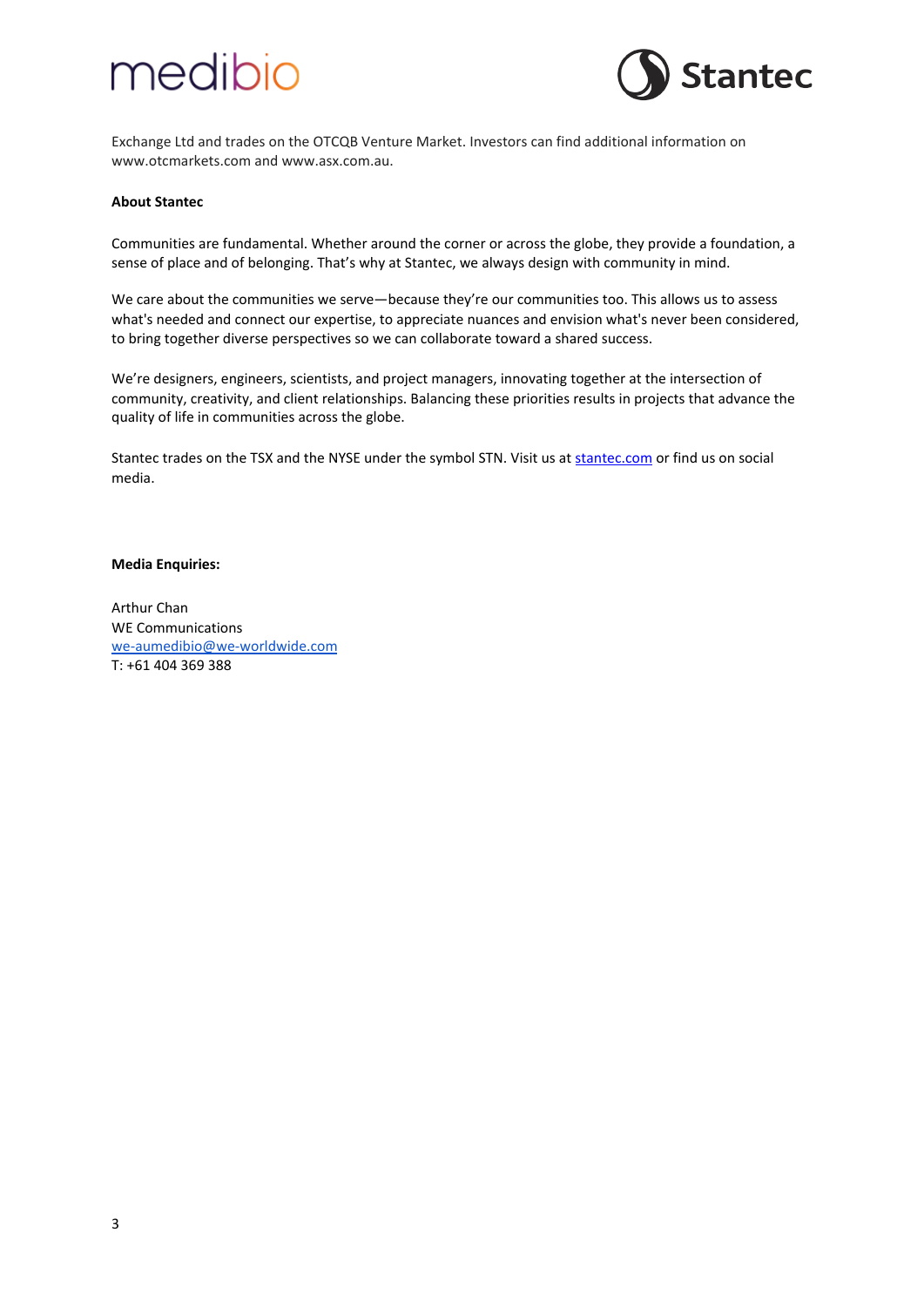Exchange Ltd and trades on the OTCQB Venture Market. Investors can find additional information on www.otcmarkets.com and www.asx.com.au.

**About Stantec**

Communities are fundamental. Whether around the corner or across the globe, they provide a foundation, a sense of place and of belonging. That's why at Stantec, we always design with community in mind.

We care about the communities we serve—because they're our communities too. This allows us to assess what's needed and connect our expertise, to appreciate nuances and envision what's never been considered, to bring together diverse perspectives so we can collaborate toward a shared success.

We're designers, engineers, scientists, and project managers, innovating together at the intersection of community, creativity, and client relationships. Balancing these priorities results in projects that advance the quality of life in communities across the globe.

Stantec trades on the TSX and the NYSE under the symbol STN. Visit us at stantec.com or find us on social media.

**Media Enquiries:**

Arthur Chan
WE Communications
we-aumedibio@we-worldwide.com
T: +61 404 369 388